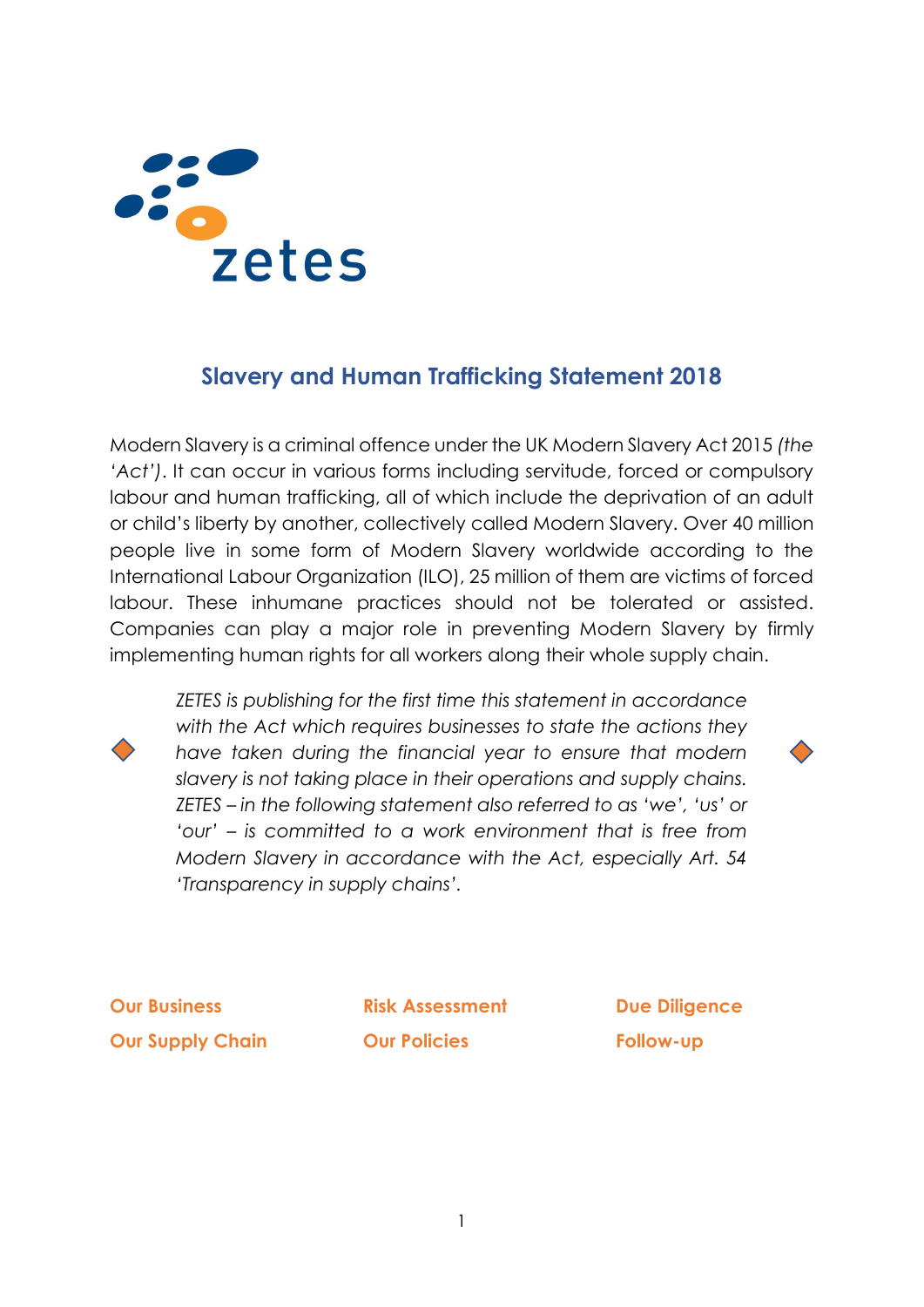# Slavery and Human Trafficking Statement 2018

Modern Slavery is a criminal offence under the UK Modern Slavery Act 2015 *(the 'Act')*. It can occur in various forms including servitude, forced or compulsory labour and human trafficking, all of which include the deprivation of an adult or child's liberty by another, collectively called Modern Slavery. Over 40 million people live in some form of Modern Slavery worldwide according to the International Labour Organization (ILO), 25 million of them are victims of forced labour. These inhumane practices should not be tolerated or assisted. Companies can play a major role in preventing Modern Slavery by firmly implementing human rights for all workers along their whole supply chain.

*ZETES is publishing for the first time this statement in accordance with the Act which requires businesses to state the actions they have taken during the financial year to ensure that modern slavery is not taking place in their operations and supply chains. ZETES – in the following statement also referred to as 'we', 'us' or 'our' – is committed to a work environment that is free from Modern Slavery in accordance with the Act, especially Art. 54 'Transparency in supply chains'.*

**Our Business**

**Our Supply Chain**

**Risk Assessment**

**Our Policies**

**Due Diligence**

**Follow-up**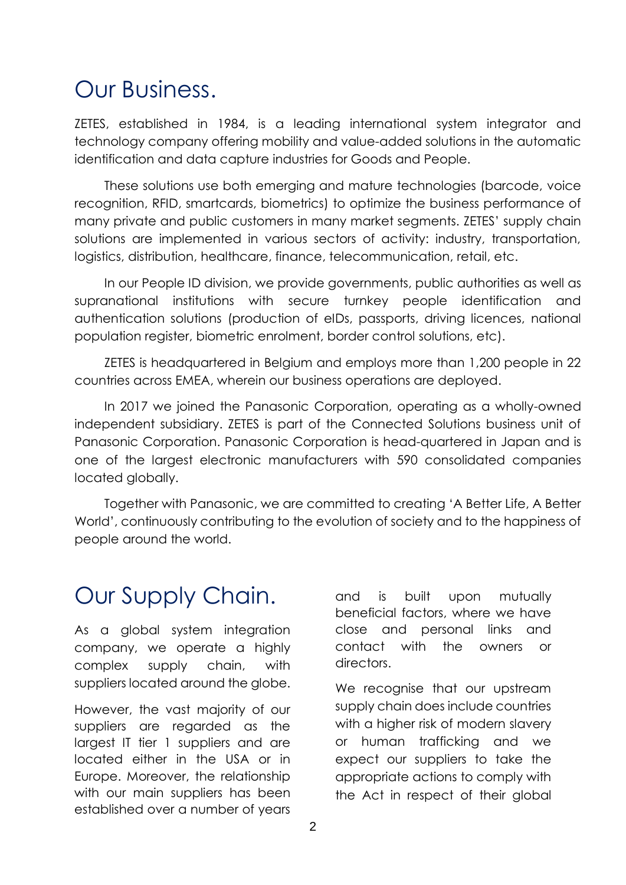# Our Business.

ZETES, established in 1984, is a leading international system integrator and technology company offering mobility and value-added solutions in the automatic identification and data capture industries for Goods and People.

These solutions use both emerging and mature technologies (barcode, voice recognition, RFID, smartcards, biometrics) to optimize the business performance of many private and public customers in many market segments. ZETES' supply chain solutions are implemented in various sectors of activity: industry, transportation, logistics, distribution, healthcare, finance, telecommunication, retail, etc.

In our People ID division, we provide governments, public authorities as well as supranational institutions with secure turnkey people identification and authentication solutions (production of eIDs, passports, driving licences, national population register, biometric enrolment, border control solutions, etc).

ZETES is headquartered in Belgium and employs more than 1,200 people in 22 countries across EMEA, wherein our business operations are deployed.

In 2017 we joined the Panasonic Corporation, operating as a wholly-owned independent subsidiary. ZETES is part of the Connected Solutions business unit of Panasonic Corporation. Panasonic Corporation is head-quartered in Japan and is one of the largest electronic manufacturers with 590 consolidated companies located globally.

Together with Panasonic, we are committed to creating 'A Better Life, A Better World', continuously contributing to the evolution of society and to the happiness of people around the world.

# Our Supply Chain.

As a global system integration company, we operate a highly complex supply chain, with suppliers located around the globe.

However, the vast majority of our suppliers are regarded as the largest IT tier 1 suppliers and are located either in the USA or in Europe. Moreover, the relationship with our main suppliers has been established over a number of years and is built upon mutually beneficial factors, where we have close and personal links and contact with the owners or directors.

We recognise that our upstream supply chain does include countries with a higher risk of modern slavery or human trafficking and we expect our suppliers to take the appropriate actions to comply with the Act in respect of their global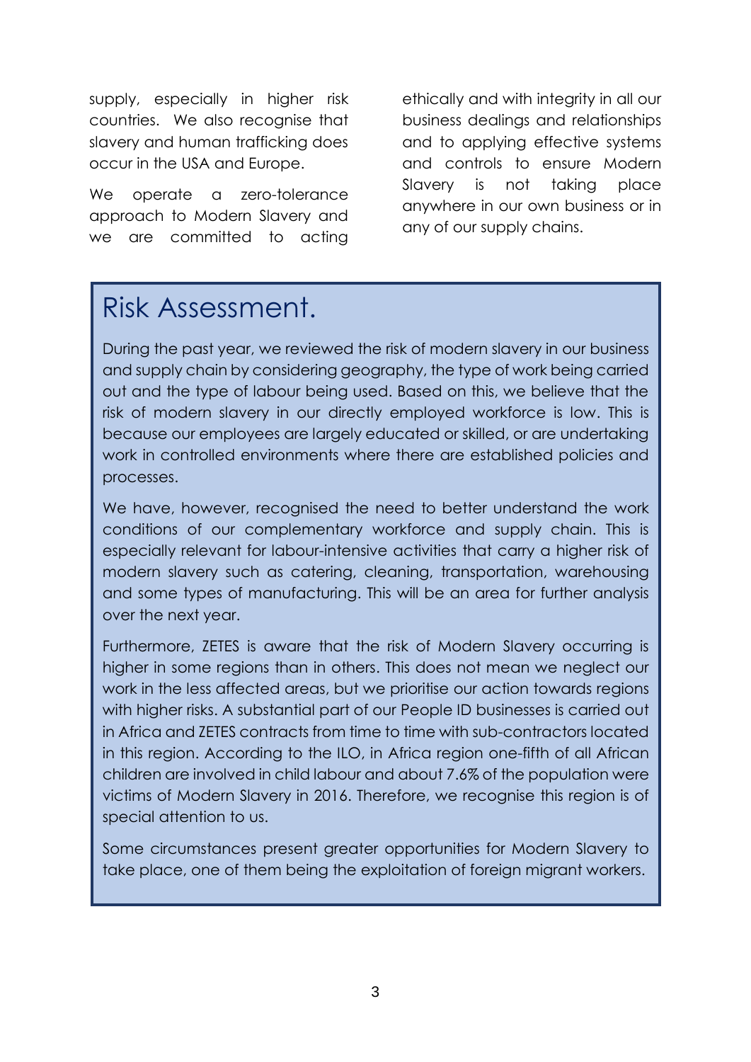supply, especially in higher risk countries. We also recognise that slavery and human trafficking does occur in the USA and Europe.

We operate a zero-tolerance approach to Modern Slavery and we are committed to acting ethically and with integrity in all our business dealings and relationships and to applying effective systems and controls to ensure Modern Slavery is not taking place anywhere in our own business or in any of our supply chains.

# Risk Assessment.

During the past year, we reviewed the risk of modern slavery in our business and supply chain by considering geography, the type of work being carried out and the type of labour being used. Based on this, we believe that the risk of modern slavery in our directly employed workforce is low. This is because our employees are largely educated or skilled, or are undertaking work in controlled environments where there are established policies and processes.

We have, however, recognised the need to better understand the work conditions of our complementary workforce and supply chain. This is especially relevant for labour-intensive activities that carry a higher risk of modern slavery such as catering, cleaning, transportation, warehousing and some types of manufacturing. This will be an area for further analysis over the next year.

Furthermore, ZETES is aware that the risk of Modern Slavery occurring is higher in some regions than in others. This does not mean we neglect our work in the less affected areas, but we prioritise our action towards regions with higher risks. A substantial part of our People ID businesses is carried out in Africa and ZETES contracts from time to time with sub-contractors located in this region. According to the ILO, in Africa region one-fifth of all African children are involved in child labour and about 7.6% of the population were victims of Modern Slavery in 2016. Therefore, we recognise this region is of special attention to us.

Some circumstances present greater opportunities for Modern Slavery to take place, one of them being the exploitation of foreign migrant workers.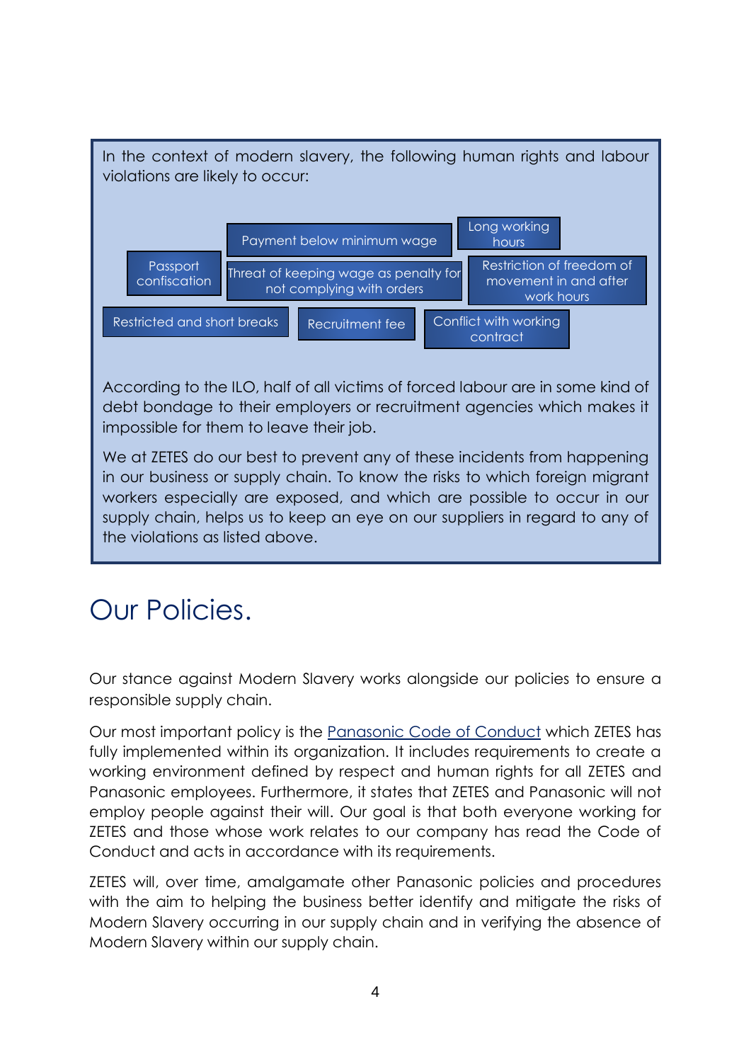In the context of modern slavery, the following human rights and labour violations are likely to occur:

- Payment below minimum wage
- Long working hours
- Passport confiscation
- Threat of keeping wage as penalty for not complying with orders
- Restriction of freedom of movement in and after work hours
- Restricted and short breaks
- Recruitment fee
- Conflict with working contract

According to the ILO, half of all victims of forced labour are in some kind of debt bondage to their employers or recruitment agencies which makes it impossible for them to leave their job.

We at ZETES do our best to prevent any of these incidents from happening in our business or supply chain. To know the risks to which foreign migrant workers especially are exposed, and which are possible to occur in our supply chain, helps us to keep an eye on our suppliers in regard to any of the violations as listed above.

# Our Policies.

Our stance against Modern Slavery works alongside our policies to ensure a responsible supply chain.

Our most important policy is the Panasonic Code of Conduct which ZETES has fully implemented within its organization. It includes requirements to create a working environment defined by respect and human rights for all ZETES and Panasonic employees. Furthermore, it states that ZETES and Panasonic will not employ people against their will. Our goal is that both everyone working for ZETES and those whose work relates to our company has read the Code of Conduct and acts in accordance with its requirements.

ZETES will, over time, amalgamate other Panasonic policies and procedures with the aim to helping the business better identify and mitigate the risks of Modern Slavery occurring in our supply chain and in verifying the absence of Modern Slavery within our supply chain.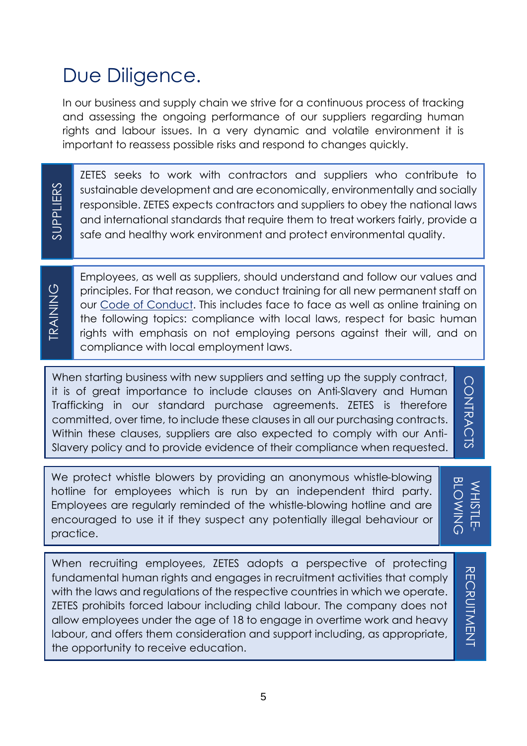# Due Diligence.

In our business and supply chain we strive for a continuous process of tracking and assessing the ongoing performance of our suppliers regarding human rights and labour issues. In a very dynamic and volatile environment it is important to reassess possible risks and respond to changes quickly.

**SUPPLIERS**

ZETES seeks to work with contractors and suppliers who contribute to sustainable development and are economically, environmentally and socially responsible. ZETES expects contractors and suppliers to obey the national laws and international standards that require them to treat workers fairly, provide a safe and healthy work environment and protect environmental quality.

**TRAINING**

Employees, as well as suppliers, should understand and follow our values and principles. For that reason, we conduct training for all new permanent staff on our Code of Conduct. This includes face to face as well as online training on the following topics: compliance with local laws, respect for basic human rights with emphasis on not employing persons against their will, and on compliance with local employment laws.

**CONTRACTS**

When starting business with new suppliers and setting up the supply contract, it is of great importance to include clauses on Anti-Slavery and Human Trafficking in our standard purchase agreements. ZETES is therefore committed, over time, to include these clauses in all our purchasing contracts. Within these clauses, suppliers are also expected to comply with our Anti-Slavery policy and to provide evidence of their compliance when requested.

**WHISTLE-BLOWING**

We protect whistle blowers by providing an anonymous whistle-blowing hotline for employees which is run by an independent third party. Employees are regularly reminded of the whistle-blowing hotline and are encouraged to use it if they suspect any potentially illegal behaviour or practice.

**RECRUITMENT**

When recruiting employees, ZETES adopts a perspective of protecting fundamental human rights and engages in recruitment activities that comply with the laws and regulations of the respective countries in which we operate. ZETES prohibits forced labour including child labour. The company does not allow employees under the age of 18 to engage in overtime work and heavy labour, and offers them consideration and support including, as appropriate, the opportunity to receive education.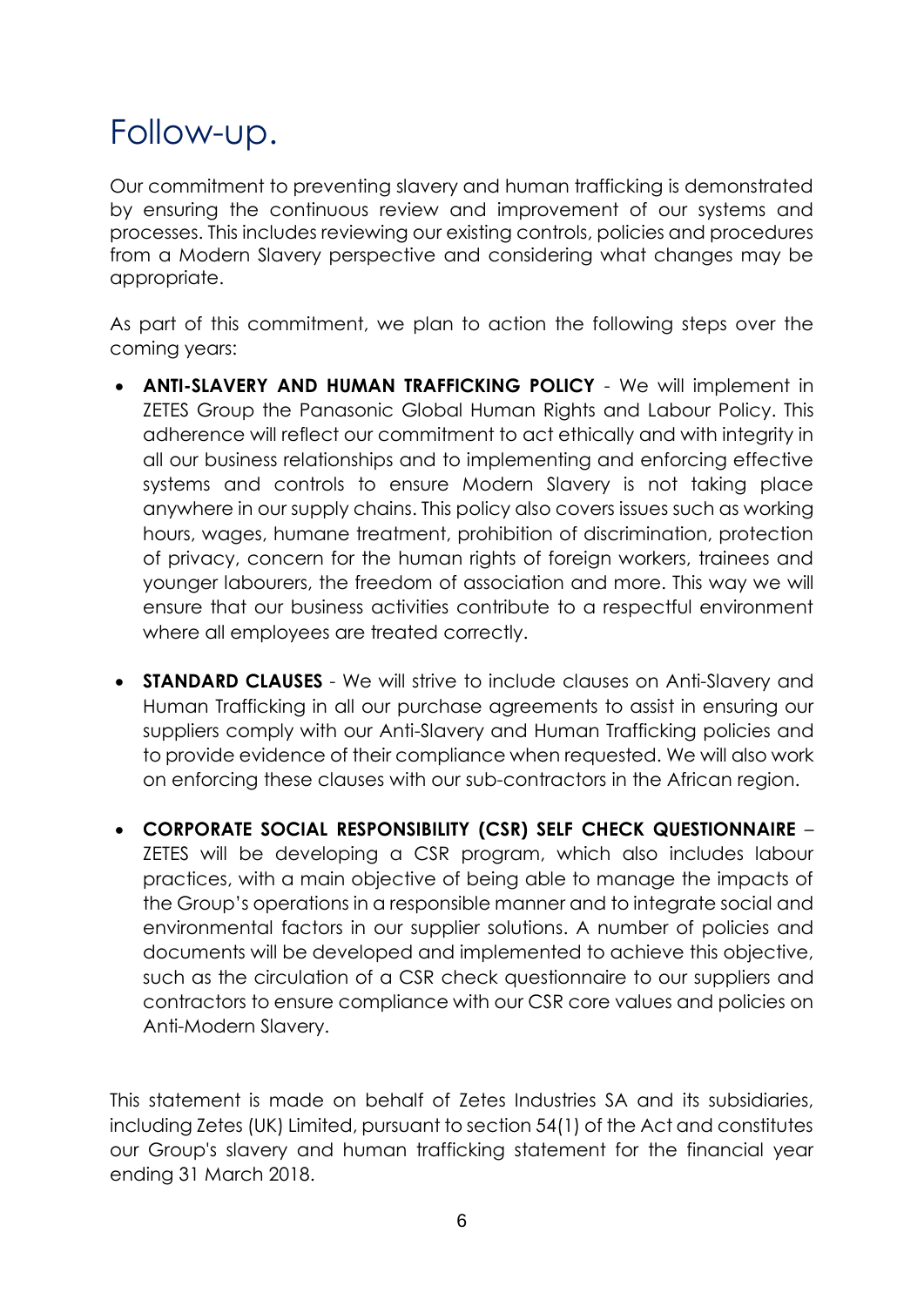# Follow-up.

Our commitment to preventing slavery and human trafficking is demonstrated by ensuring the continuous review and improvement of our systems and processes. This includes reviewing our existing controls, policies and procedures from a Modern Slavery perspective and considering what changes may be appropriate.

As part of this commitment, we plan to action the following steps over the coming years:

- **ANTI-SLAVERY AND HUMAN TRAFFICKING POLICY** - We will implement in ZETES Group the Panasonic Global Human Rights and Labour Policy. This adherence will reflect our commitment to act ethically and with integrity in all our business relationships and to implementing and enforcing effective systems and controls to ensure Modern Slavery is not taking place anywhere in our supply chains. This policy also covers issues such as working hours, wages, humane treatment, prohibition of discrimination, protection of privacy, concern for the human rights of foreign workers, trainees and younger labourers, the freedom of association and more. This way we will ensure that our business activities contribute to a respectful environment where all employees are treated correctly.

- **STANDARD CLAUSES** - We will strive to include clauses on Anti-Slavery and Human Trafficking in all our purchase agreements to assist in ensuring our suppliers comply with our Anti-Slavery and Human Trafficking policies and to provide evidence of their compliance when requested. We will also work on enforcing these clauses with our sub-contractors in the African region.

- **CORPORATE SOCIAL RESPONSIBILITY (CSR) SELF CHECK QUESTIONNAIRE** – ZETES will be developing a CSR program, which also includes labour practices, with a main objective of being able to manage the impacts of the Group's operations in a responsible manner and to integrate social and environmental factors in our supplier solutions. A number of policies and documents will be developed and implemented to achieve this objective, such as the circulation of a CSR check questionnaire to our suppliers and contractors to ensure compliance with our CSR core values and policies on Anti-Modern Slavery.

This statement is made on behalf of Zetes Industries SA and its subsidiaries, including Zetes (UK) Limited, pursuant to section 54(1) of the Act and constitutes our Group's slavery and human trafficking statement for the financial year ending 31 March 2018.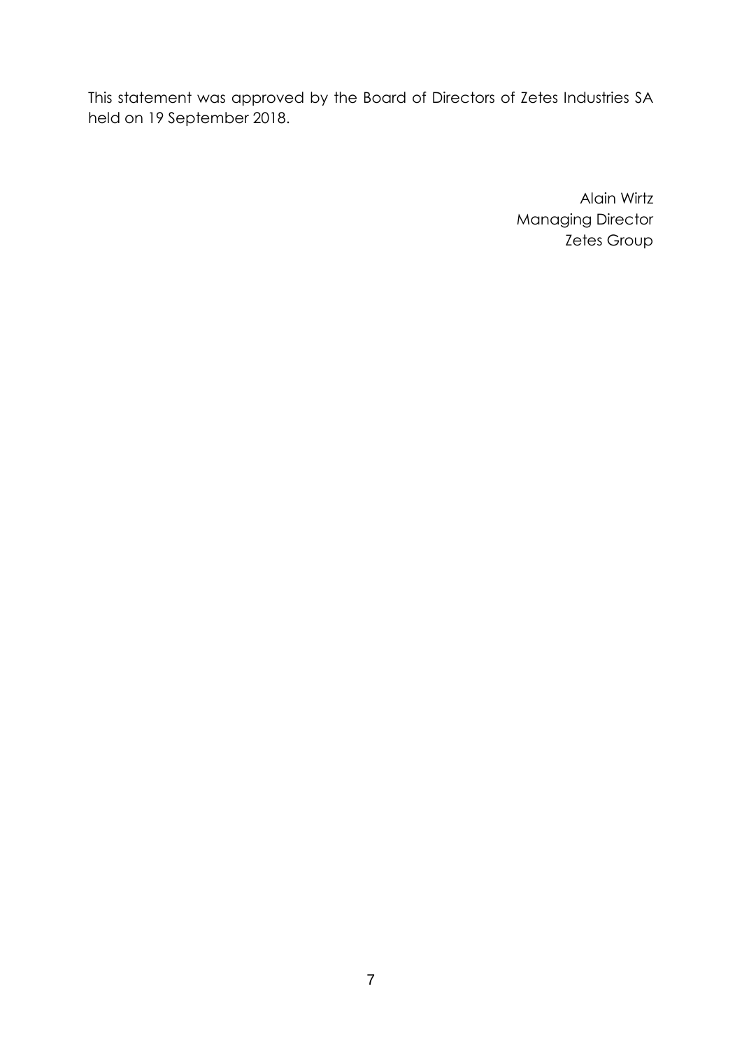This statement was approved by the Board of Directors of Zetes Industries SA held on 19 September 2018.

Alain Wirtz
Managing Director
Zetes Group